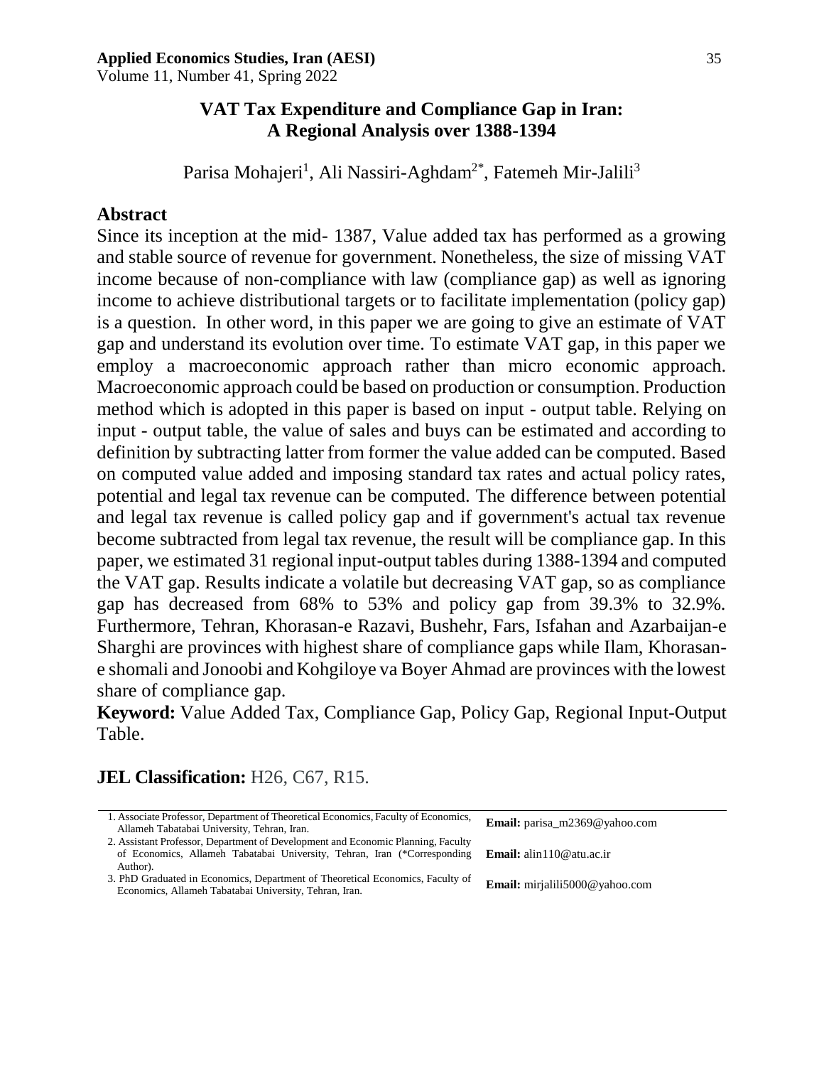# VAT Tax Expenditure and Compliance Gap in Iran: A Regional Analysis over 1388-1394

Parisa Mohajeri[1], Ali Nassiri-Aghdam[2*], Fatemeh Mir-Jalili[3]

## Abstract

Since its inception at the mid- 1387, Value added tax has performed as a growing and stable source of revenue for government. Nonetheless, the size of missing VAT income because of non-compliance with law (compliance gap) as well as ignoring income to achieve distributional targets or to facilitate implementation (policy gap) is a question. In other word, in this paper we are going to give an estimate of VAT gap and understand its evolution over time. To estimate VAT gap, in this paper we employ a macroeconomic approach rather than micro economic approach. Macroeconomic approach could be based on production or consumption. Production method which is adopted in this paper is based on input - output table. Relying on input - output table, the value of sales and buys can be estimated and according to definition by subtracting latter from former the value added can be computed. Based on computed value added and imposing standard tax rates and actual policy rates, potential and legal tax revenue can be computed. The difference between potential and legal tax revenue is called policy gap and if government's actual tax revenue become subtracted from legal tax revenue, the result will be compliance gap. In this paper, we estimated 31 regional input-output tables during 1388-1394 and computed the VAT gap. Results indicate a volatile but decreasing VAT gap, so as compliance gap has decreased from 68% to 53% and policy gap from 39.3% to 32.9%. Furthermore, Tehran, Khorasan-e Razavi, Bushehr, Fars, Isfahan and Azarbaijan-e Sharghi are provinces with highest share of compliance gaps while Ilam, Khorasan-e shomali and Jonoobi and Kohgiloye va Boyer Ahmad are provinces with the lowest share of compliance gap.

**Keyword:** Value Added Tax, Compliance Gap, Policy Gap, Regional Input-Output Table.

**JEL Classification:** H26, C67, R15.

---

1. Associate Professor, Department of Theoretical Economics, Faculty of Economics, Allameh Tabatabai University, Tehran, Iran. **Email:** parisa_m2369@yahoo.com
2. Assistant Professor, Department of Development and Economic Planning, Faculty of Economics, Allameh Tabatabai University, Tehran, Iran (*Corresponding Author). **Email:** alin110@atu.ac.ir
3. PhD Graduated in Economics, Department of Theoretical Economics, Faculty of Economics, Allameh Tabatabai University, Tehran, Iran. **Email:** mirjalili5000@yahoo.com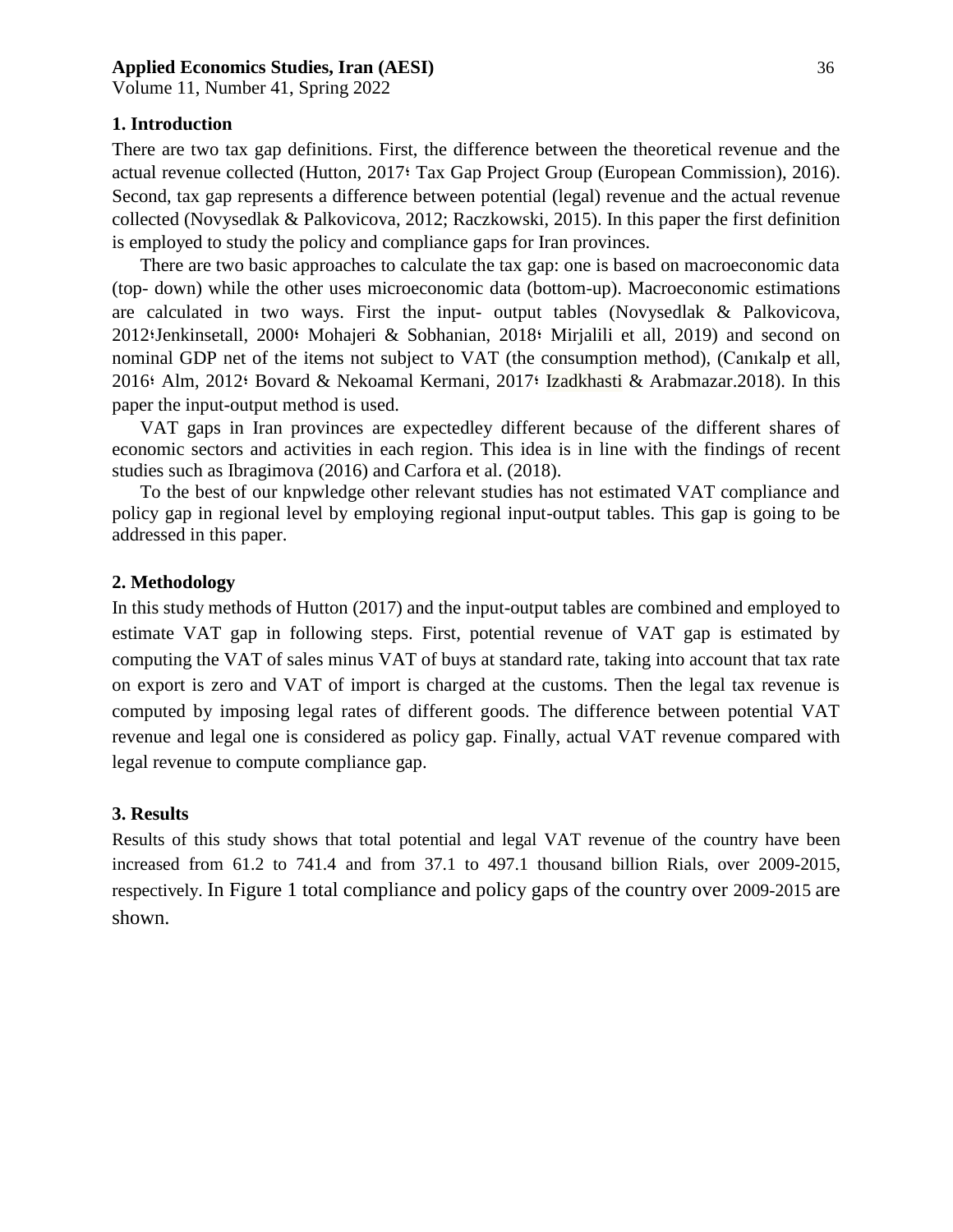## 1. Introduction

There are two tax gap definitions. First, the difference between the theoretical revenue and the actual revenue collected (Hutton, 2017؛ Tax Gap Project Group (European Commission), 2016). Second, tax gap represents a difference between potential (legal) revenue and the actual revenue collected (Novysedlak & Palkovicova, 2012; Raczkowski, 2015). In this paper the first definition is employed to study the policy and compliance gaps for Iran provinces.

There are two basic approaches to calculate the tax gap: one is based on macroeconomic data (top- down) while the other uses microeconomic data (bottom-up). Macroeconomic estimations are calculated in two ways. First the input- output tables (Novysedlak & Palkovicova, 2012؛Jenkinsetall, 2000؛ Mohajeri & Sobhanian, 2018؛ Mirjalili et all, 2019) and second on nominal GDP net of the items not subject to VAT (the consumption method), (Canıkalp et all, 2016؛ Alm, 2012؛ Bovard & Nekoamal Kermani, 2017؛ Izadkhasti & Arabmazar.2018). In this paper the input-output method is used.

VAT gaps in Iran provinces are expectedley different because of the different shares of economic sectors and activities in each region. This idea is in line with the findings of recent studies such as Ibragimova (2016) and Carfora et al. (2018).

To the best of our knpwledge other relevant studies has not estimated VAT compliance and policy gap in regional level by employing regional input-output tables. This gap is going to be addressed in this paper.

## 2. Methodology

In this study methods of Hutton (2017) and the input-output tables are combined and employed to estimate VAT gap in following steps. First, potential revenue of VAT gap is estimated by computing the VAT of sales minus VAT of buys at standard rate, taking into account that tax rate on export is zero and VAT of import is charged at the customs. Then the legal tax revenue is computed by imposing legal rates of different goods. The difference between potential VAT revenue and legal one is considered as policy gap. Finally, actual VAT revenue compared with legal revenue to compute compliance gap.

## 3. Results

Results of this study shows that total potential and legal VAT revenue of the country have been increased from 61.2 to 741.4 and from 37.1 to 497.1 thousand billion Rials, over 2009-2015, respectively. In Figure 1 total compliance and policy gaps of the country over 2009-2015 are shown.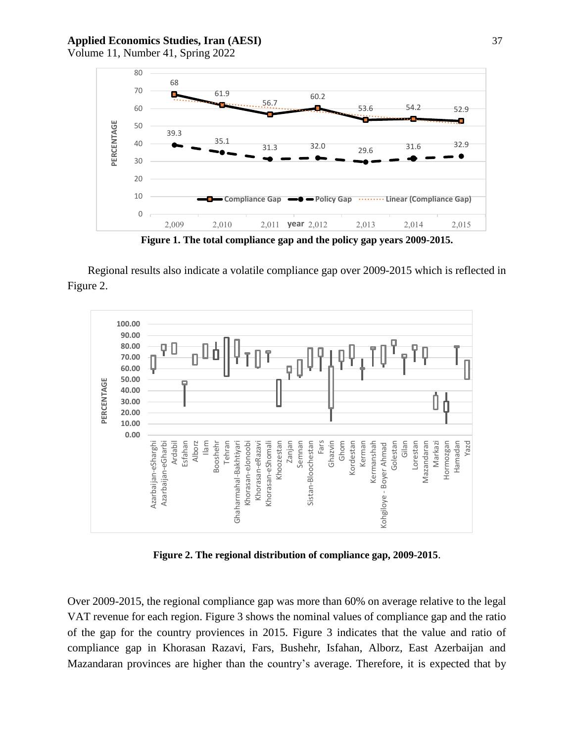**Figure 1. The total compliance gap and the policy gap years 2009-2015.**

Regional results also indicate a volatile compliance gap over 2009-2015 which is reflected in Figure 2.

**Figure 2. The regional distribution of compliance gap, 2009-2015**.

Over 2009-2015, the regional compliance gap was more than 60% on average relative to the legal VAT revenue for each region. Figure 3 shows the nominal values of compliance gap and the ratio of the gap for the country proviences in 2015. Figure 3 indicates that the value and ratio of compliance gap in Khorasan Razavi, Fars, Bushehr, Isfahan, Alborz, East Azerbaijan and Mazandaran provinces are higher than the country's average. Therefore, it is expected that by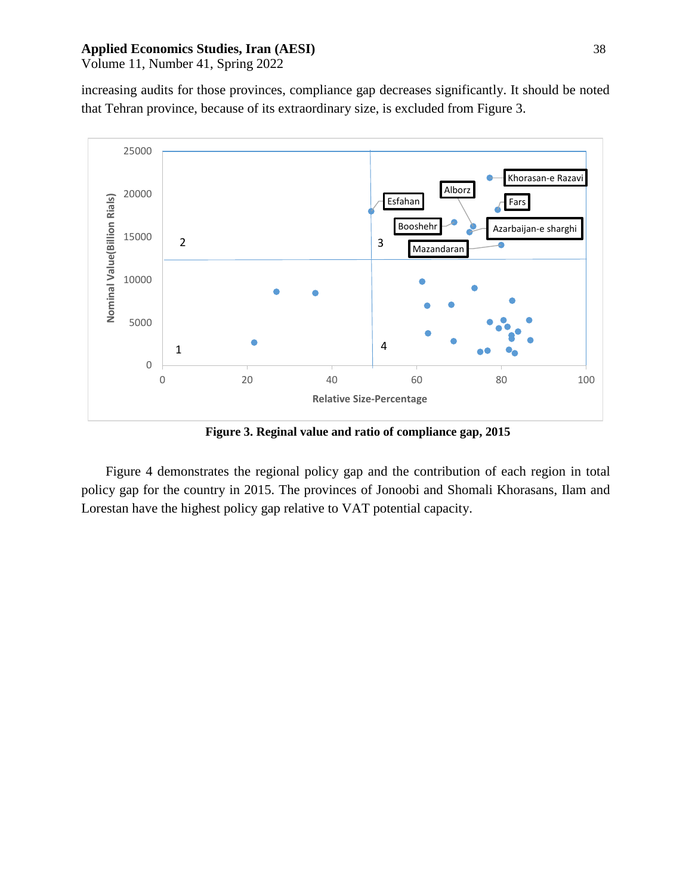increasing audits for those provinces, compliance gap decreases significantly. It shold be noted that Tehran province, because of its extraordinary size, is excluded from Figure 3.

**Figure 3. Reginal value and ratio of compliance gap, 2015**

Figure 4 demonstrates the regional policy gap and the contribution of each region in total policy gap for the country in 2015. The provinces of Jonoobi and Shomali Khorasans, Ilam and Lorestan have the highest policy gap relative to VAT potential capacity.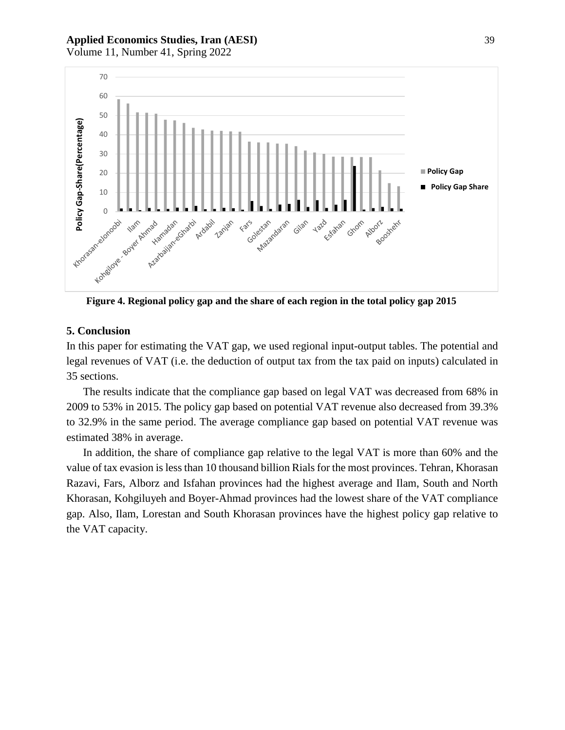Figure 4. Regional policy gap and the share of each region in the total policy gap 2015

## 5. Conclusion

In this paper for estimating the VAT gap, we used regional input-output tables. The potential and legal revenues of VAT (i.e. the deduction of output tax from the tax paid on inputs) calculated in 35 sections.

The results indicate that the compliance gap based on legal VAT was decreased from 68% in 2009 to 53% in 2015. The policy gap based on potential VAT revenue also decreased from 39.3% to 32.9% in the same period. The average compliance gap based on potential VAT revenue was estimated 38% in average.

In addition, the share of compliance gap relative to the legal VAT is more than 60% and the value of tax evasion is less than 10 thousand billion Rials for the most provinces. Tehran, Khorasan Razavi, Fars, Alborz and Isfahan provinces had the highest average and Ilam, South and North Khorasan, Kohgiluyeh and Boyer-Ahmad provinces had the lowest share of the VAT compliance gap. Also, Ilam, Lorestan and South Khorasan provinces have the highest policy gap relative to the VAT capacity.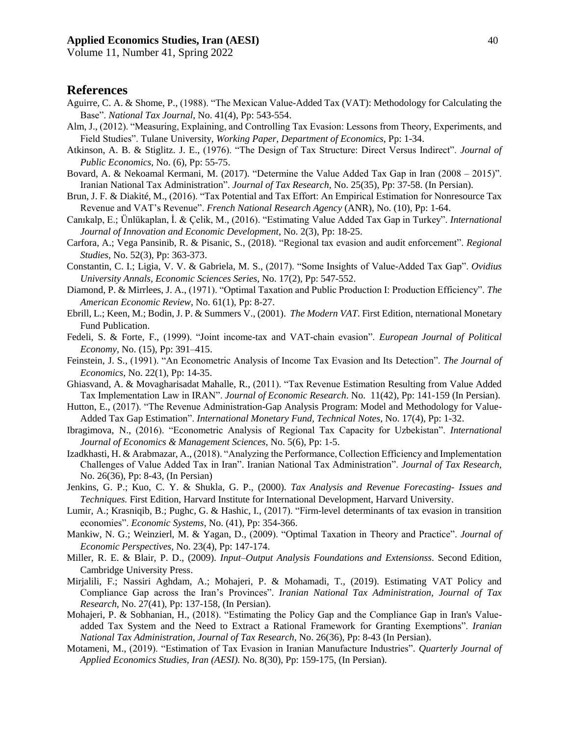## References

Aguirre, C. A. & Shome, P., (1988). "The Mexican Value-Added Tax (VAT): Methodology for Calculating the Base". *National Tax Journal*, No. 41(4), Pp: 543-554.

Alm, J., (2012). "Measuring, Explaining, and Controlling Tax Evasion: Lessons from Theory, Experiments, and Field Studies". Tulane University, *Working Paper, Department of Economics*, Pp: 1-34.

Atkinson, A. B. & Stiglitz. J. E., (1976). "The Design of Tax Structure: Direct Versus Indirect". *Journal of Public Economics*, No. (6), Pp: 55-75.

Bovard, A. & Nekoamal Kermani, M. (2017). "Determine the Value Added Tax Gap in Iran (2008 – 2015)". Iranian National Tax Administration". *Journal of Tax Research*, No. 25(35), Pp: 37-58. (In Persian).

Brun, J. F. & Diakité, M., (2016). "Tax Potential and Tax Effort: An Empirical Estimation for Nonresource Tax Revenue and VAT's Revenue". *French National Research Agency* (ANR), No. (10), Pp: 1-64.

Canıkalp, E.; Ünlükaplan, İ. & Çelik, M., (2016). "Estimating Value Added Tax Gap in Turkey". *International Journal of Innovation and Economic Development*, No. 2(3), Pp: 18-25.

Carfora, A.; Vega Pansinib, R. & Pisanic, S., (2018). "Regional tax evasion and audit enforcement". *Regional Studies*, No. 52(3), Pp: 363-373.

Constantin, C. I.; Ligia, V. V. & Gabriela, M. S., (2017). "Some Insights of Value-Added Tax Gap". *Ovidius University Annals, Economic Sciences Series*, No. 17(2), Pp: 547-552.

Diamond, P. & Mirrlees, J. A., (1971). "Optimal Taxation and Public Production I: Production Efficiency". *The American Economic Review*, No. 61(1), Pp: 8-27.

Ebrill, L.; Keen, M.; Bodin, J. P. & Summers V., (2001). *The Modern VAT*. First Edition, nternational Monetary Fund Publication.

Fedeli, S. & Forte, F., (1999). "Joint income-tax and VAT-chain evasion". *European Journal of Political Economy*, No. (15), Pp: 391–415.

Feinstein, J. S., (1991). "An Econometric Analysis of Income Tax Evasion and Its Detection". *The Journal of Economics*, No. 22(1), Pp: 14-35.

Ghiasvand, A. & Movagharisadat Mahalle, R., (2011). "Tax Revenue Estimation Resulting from Value Added Tax Implementation Law in IRAN". *Journal of Economic Research*. No. 11(42), Pp: 141-159 (In Persian).

Hutton, E., (2017). "The Revenue Administration-Gap Analysis Program: Model and Methodology for Value-Added Tax Gap Estimation". *International Monetary Fund, Technical Notes,* No. 17(4), Pp: 1-32.

Ibragimova, N., (2016). "Econometric Analysis of Regional Tax Capacity for Uzbekistan". *International Journal of Economics & Management Sciences*, No. 5(6), Pp: 1-5.

Izadkhasti, H. & Arabmazar, A., (2018). "Analyzing the Performance, Collection Efficiency and Implementation Challenges of Value Added Tax in Iran". Iranian National Tax Administration". *Journal of Tax Research*, No. 26(36), Pp: 8-43, (In Persian)

Jenkins, G. P.; Kuo, C. Y. & Shukla, G. P., (2000). *Tax Analysis and Revenue Forecasting- Issues and Techniques.* First Edition, Harvard Institute for International Development, Harvard University.

Lumir, A.; Krasniqib, B.; Pughc, G. & Hashic, I., (2017). "Firm-level determinants of tax evasion in transition economies". *Economic Systems*, No. (41), Pp: 354-366.

Mankiw, N. G.; Weinzierl, M. & Yagan, D., (2009). "Optimal Taxation in Theory and Practice". *Journal of Economic Perspectives,* No. 23(4), Pp: 147-174.

Miller, R. E. & Blair, P. D., (2009). *Input–Output Analysis Foundations and Extensionss*. Second Edition, Cambridge University Press.

Mirjalili, F.; Nassiri Aghdam, A.; Mohajeri, P. & Mohamadi, T., (2019). Estimating VAT Policy and Compliance Gap across the Iran's Provinces". *Iranian National Tax Administration, Journal of Tax Research*, No. 27(41), Pp: 137-158, (In Persian).

Mohajeri, P. & Sobhanian, H., (2018). "Estimating the Policy Gap and the Compliance Gap in Iran's Value-added Tax System and the Need to Extract a Rational Framework for Granting Exemptions". *Iranian National Tax Administration, Journal of Tax Research*, No. 26(36), Pp: 8-43 (In Persian).

Motameni, M., (2019). "Estimation of Tax Evasion in Iranian Manufacture Industries". *Quarterly Journal of Applied Economics Studies, Iran (AESI).* No. 8(30), Pp: 159-175, (In Persian).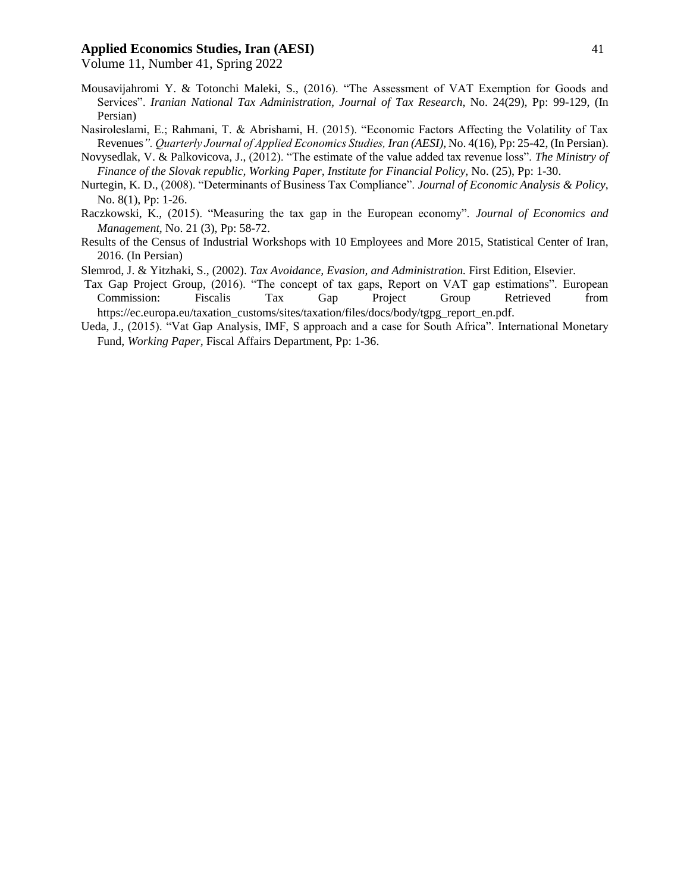Mousavijahromi Y. & Totonchi Maleki, S., (2016). “The Assessment of VAT Exemption for Goods and Services”. *Iranian National Tax Administration, Journal of Tax Research*, No. 24(29), Pp: 99-129, (In Persian)

Nasiroleslami, E.; Rahmani, T. & Abrishami, H. (2015). “Economic Factors Affecting the Volatility of Tax Revenues”. *Quarterly Journal of Applied Economics Studies, Iran (AESI),* No. 4(16), Pp: 25-42, (In Persian).

Novysedlak, V. & Palkovicova, J., (2012). “The estimate of the value added tax revenue loss”. *The Ministry of Finance of the Slovak republic, Working Paper, Institute for Financial Policy,* No. (25), Pp: 1-30.

Nurtegin, K. D., (2008). “Determinants of Business Tax Compliance”. *Journal of Economic Analysis & Policy*, No. 8(1), Pp: 1-26.

Raczkowski, K., (2015). “Measuring the tax gap in the European economy”. *Journal of Economics and Management*, No. 21 (3), Pp: 58-72.

Results of the Census of Industrial Workshops with 10 Employees and More 2015, Statistical Center of Iran, 2016. (In Persian)

Slemrod, J. & Yitzhaki, S., (2002). *Tax Avoidance, Evasion, and Administration.* First Edition, Elsevier.

Tax Gap Project Group, (2016). “The concept of tax gaps, Report on VAT gap estimations”. European Commission: Fiscalis Tax Gap Project Group Retrieved from https://ec.europa.eu/taxation_customs/sites/taxation/files/docs/body/tgpg_report_en.pdf.

Ueda, J., (2015). “Vat Gap Analysis, IMF, S approach and a case for South Africa”. International Monetary Fund, *Working Paper*, Fiscal Affairs Department, Pp: 1-36.